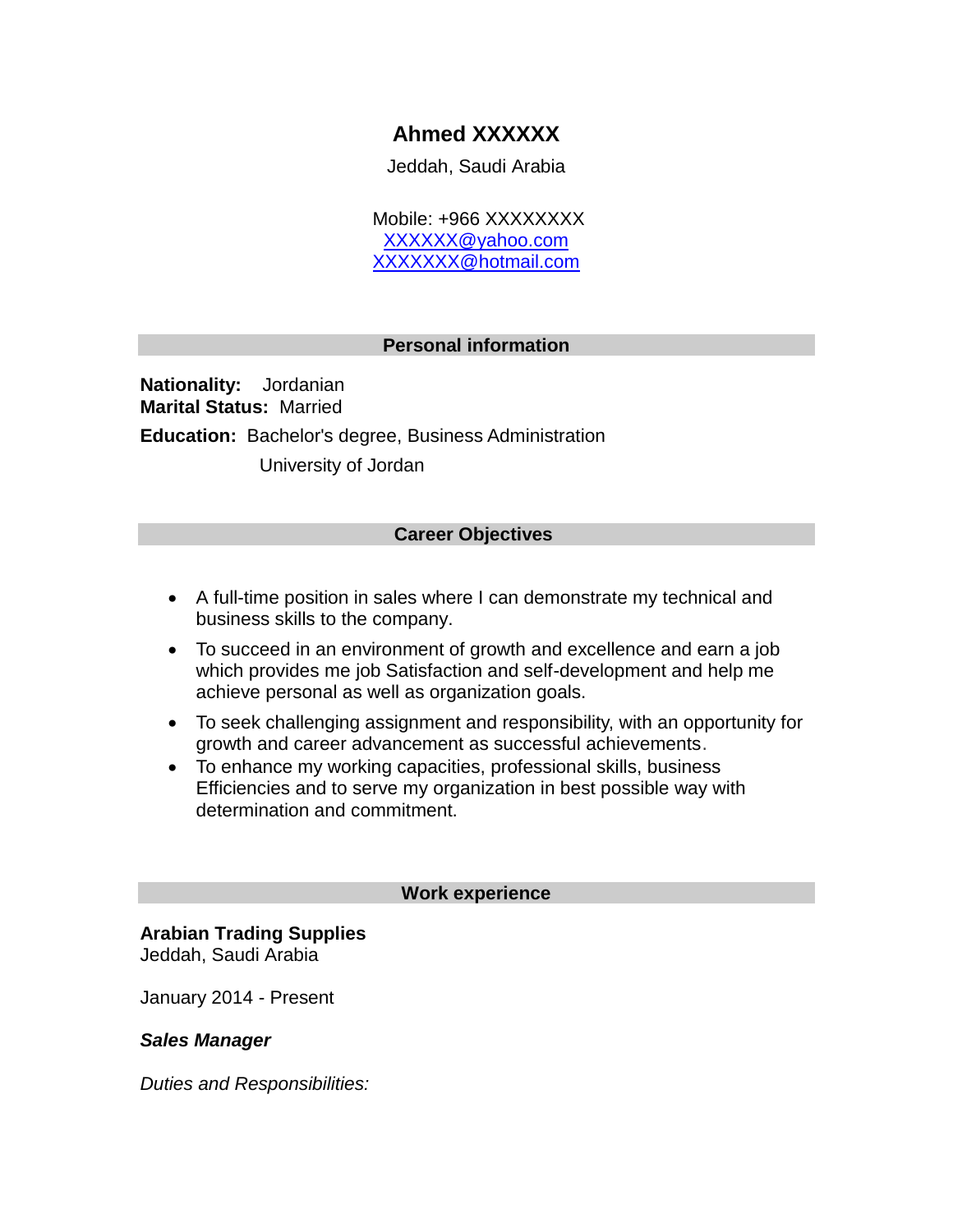# Ahmed XXXXXX

Jeddah, Saudi Arabia

Mobile: +966 XXXXXXXX
XXXXXX@yahoo.com
XXXXXXX@hotmail.com

## Personal information

**Nationality:** Jordanian
**Marital Status:** Married

**Education:** Bachelor's degree, Business Administration
University of Jordan

## Career Objectives

- A full-time position in sales where I can demonstrate my technical and business skills to the company.
- To succeed in an environment of growth and excellence and earn a job which provides me job Satisfaction and self-development and help me achieve personal as well as organization goals.
- To seek challenging assignment and responsibility, with an opportunity for growth and career advancement as successful achievements.
- To enhance my working capacities, professional skills, business Efficiencies and to serve my organization in best possible way with determination and commitment.

## Work experience

**Arabian Trading Supplies**
Jeddah, Saudi Arabia

January 2014 - Present

***Sales Manager***

*Duties and Responsibilities:*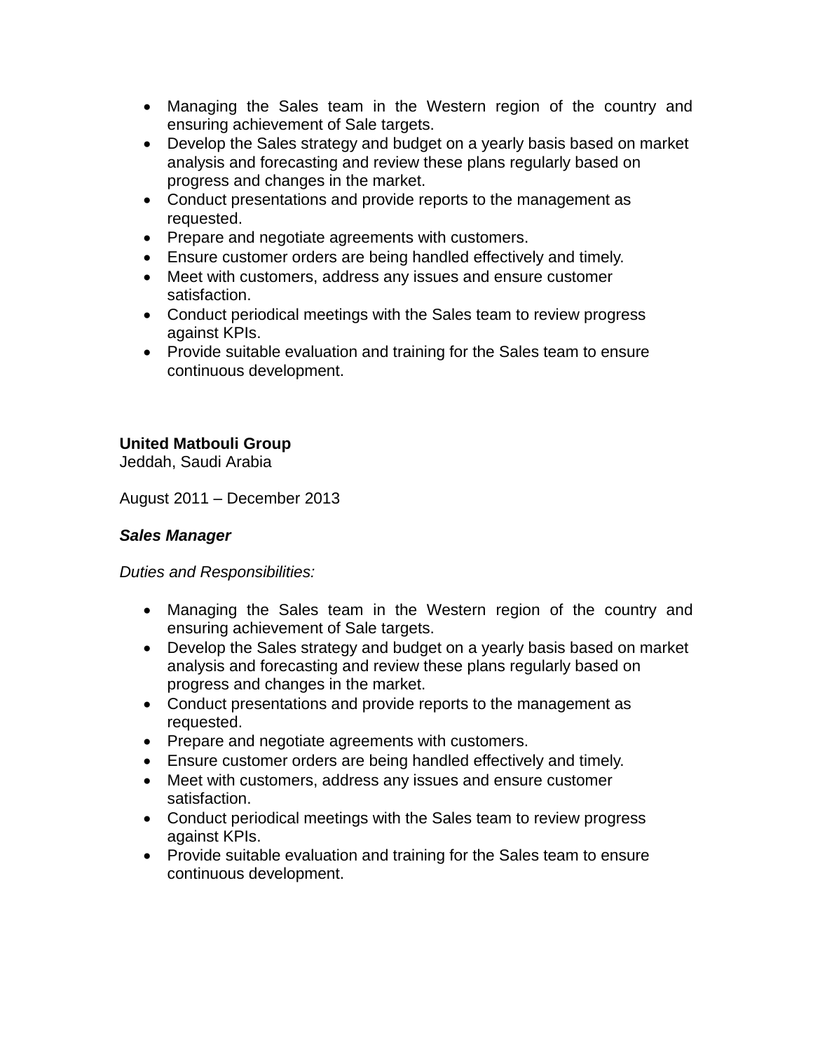- Managing the Sales team in the Western region of the country and ensuring achievement of Sale targets.
- Develop the Sales strategy and budget on a yearly basis based on market analysis and forecasting and review these plans regularly based on progress and changes in the market.
- Conduct presentations and provide reports to the management as requested.
- Prepare and negotiate agreements with customers.
- Ensure customer orders are being handled effectively and timely.
- Meet with customers, address any issues and ensure customer satisfaction.
- Conduct periodical meetings with the Sales team to review progress against KPIs.
- Provide suitable evaluation and training for the Sales team to ensure continuous development.

**United Matbouli Group**
Jeddah, Saudi Arabia

August 2011 – December 2013

***Sales Manager***

*Duties and Responsibilities:*

- Managing the Sales team in the Western region of the country and ensuring achievement of Sale targets.
- Develop the Sales strategy and budget on a yearly basis based on market analysis and forecasting and review these plans regularly based on progress and changes in the market.
- Conduct presentations and provide reports to the management as requested.
- Prepare and negotiate agreements with customers.
- Ensure customer orders are being handled effectively and timely.
- Meet with customers, address any issues and ensure customer satisfaction.
- Conduct periodical meetings with the Sales team to review progress against KPIs.
- Provide suitable evaluation and training for the Sales team to ensure continuous development.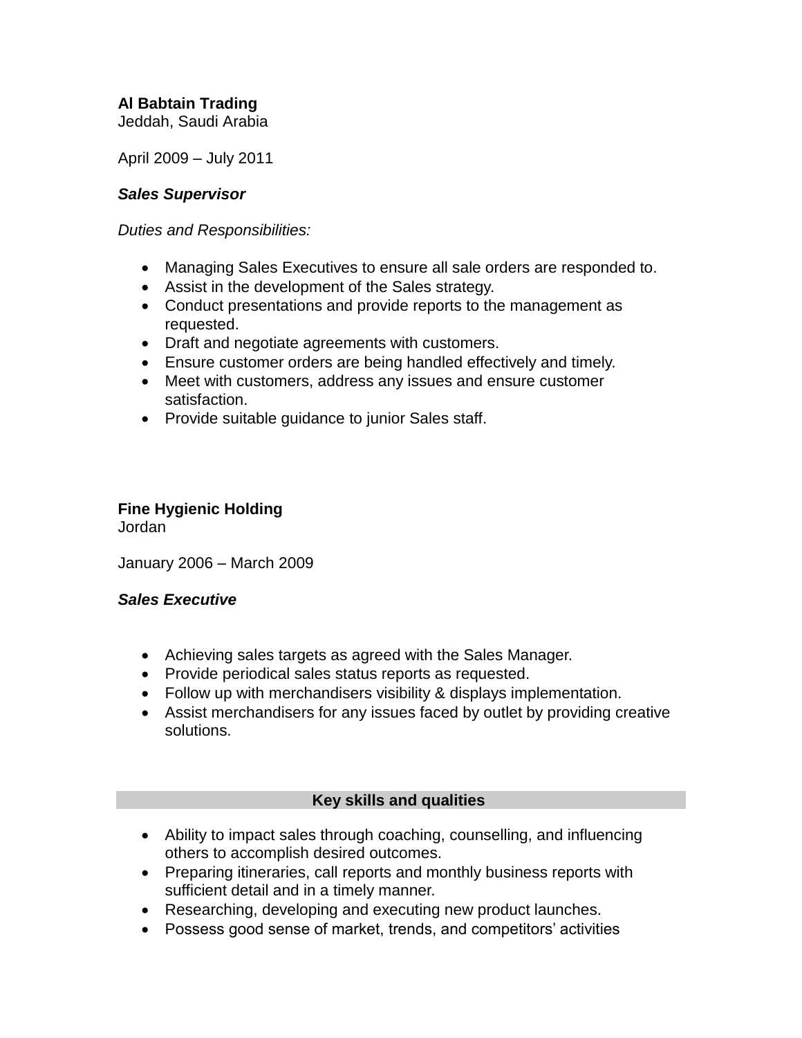**Al Babtain Trading**
Jeddah, Saudi Arabia

April 2009 – July 2011

***Sales Supervisor***

*Duties and Responsibilities:*

- Managing Sales Executives to ensure all sale orders are responded to.
- Assist in the development of the Sales strategy.
- Conduct presentations and provide reports to the management as requested.
- Draft and negotiate agreements with customers.
- Ensure customer orders are being handled effectively and timely.
- Meet with customers, address any issues and ensure customer satisfaction.
- Provide suitable guidance to junior Sales staff.

**Fine Hygienic Holding**
Jordan

January 2006 – March 2009

***Sales Executive***

- Achieving sales targets as agreed with the Sales Manager.
- Provide periodical sales status reports as requested.
- Follow up with merchandisers visibility & displays implementation.
- Assist merchandisers for any issues faced by outlet by providing creative solutions.

## Key skills and qualities

- Ability to impact sales through coaching, counselling, and influencing others to accomplish desired outcomes.
- Preparing itineraries, call reports and monthly business reports with sufficient detail and in a timely manner.
- Researching, developing and executing new product launches.
- Possess good sense of market, trends, and competitors' activities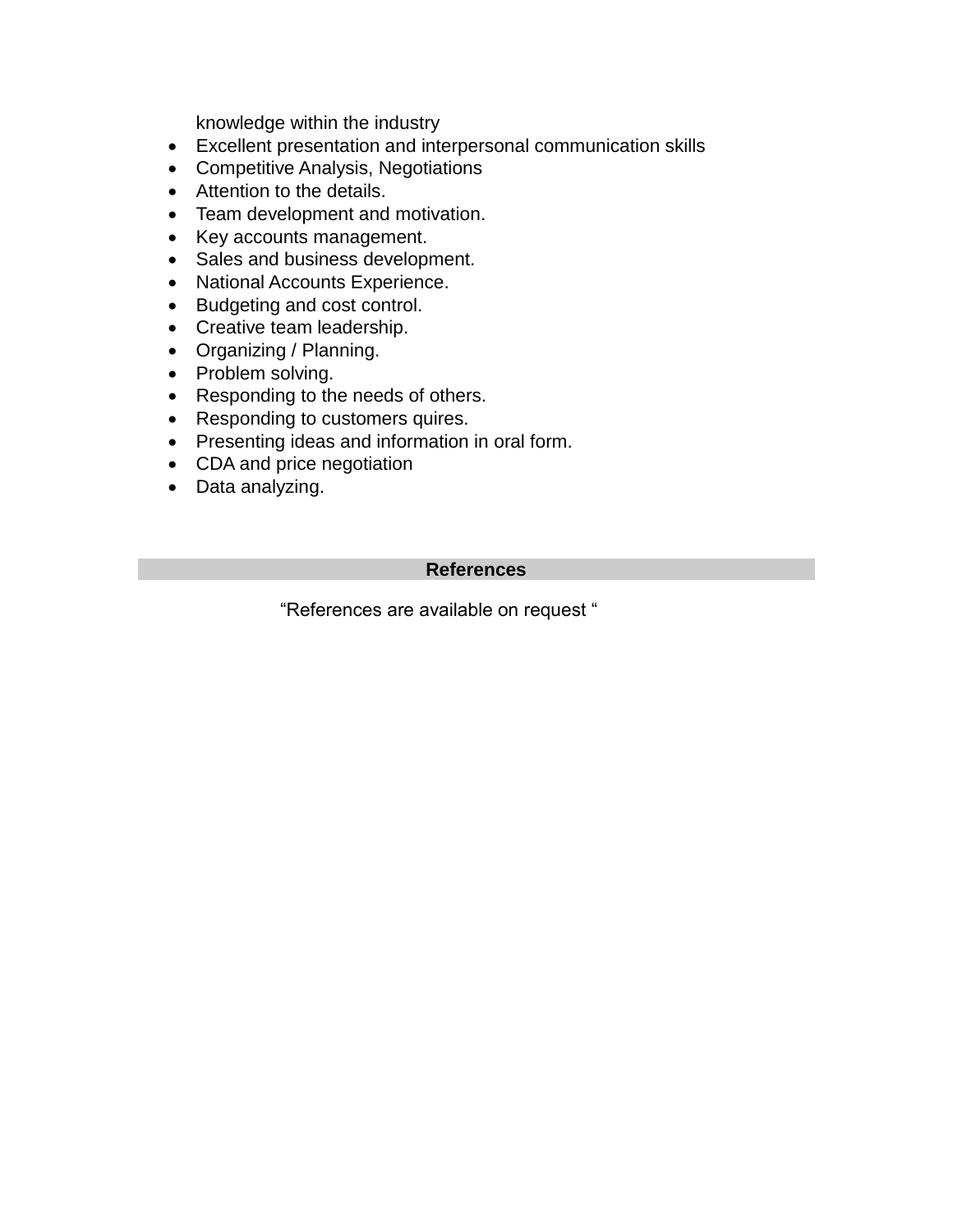knowledge within the industry

- Excellent presentation and interpersonal communication skills
- Competitive Analysis, Negotiations
- Attention to the details.
- Team development and motivation.
- Key accounts management.
- Sales and business development.
- National Accounts Experience.
- Budgeting and cost control.
- Creative team leadership.
- Organizing / Planning.
- Problem solving.
- Responding to the needs of others.
- Responding to customers quires.
- Presenting ideas and information in oral form.
- CDA and price negotiation
- Data analyzing.

## References

"References are available on request "